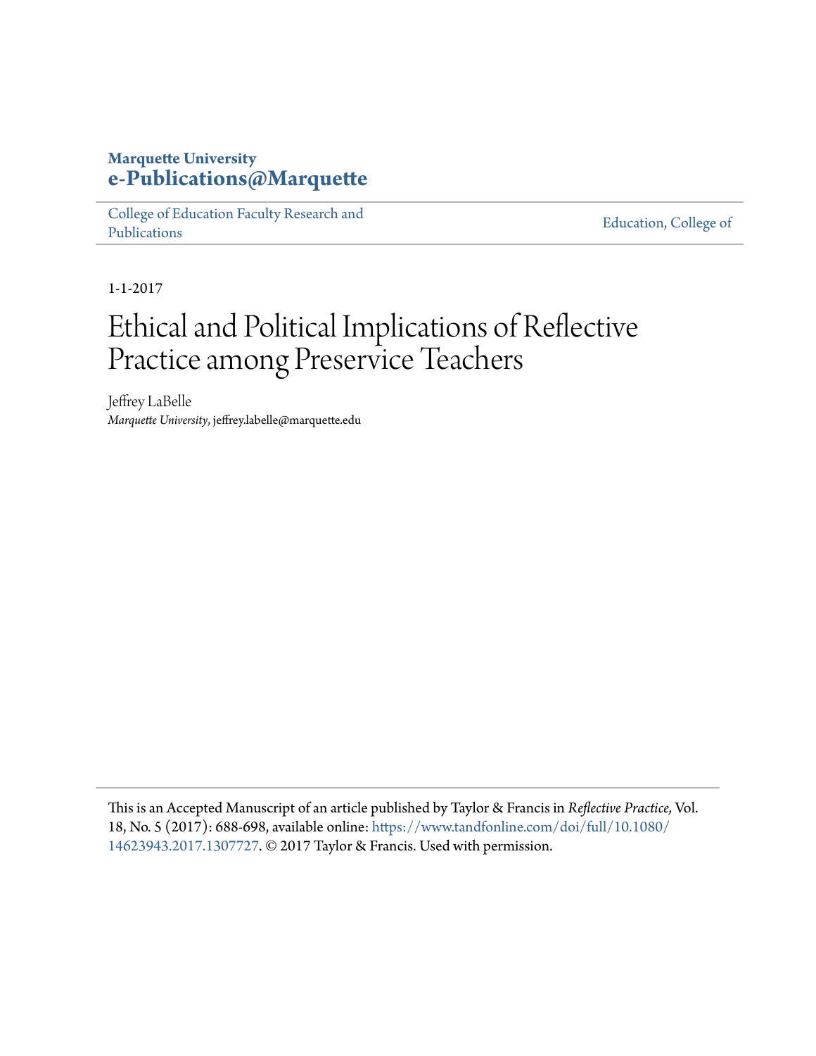**Marquette University**
**e-Publications@Marquette**

College of Education Faculty Research and Publications | Education, College of

1-1-2017

# Ethical and Political Implications of Reflective Practice among Preservice Teachers

Jeffrey LaBelle
*Marquette University*, jeffrey.labelle@marquette.edu

This is an Accepted Manuscript of an article published by Taylor & Francis in *Reflective Practice,* Vol. 18, No. 5 (2017): 688-698, available online: https://www.tandfonline.com/doi/full/10.1080/14623943.2017.1307727. © 2017 Taylor & Francis. Used with permission.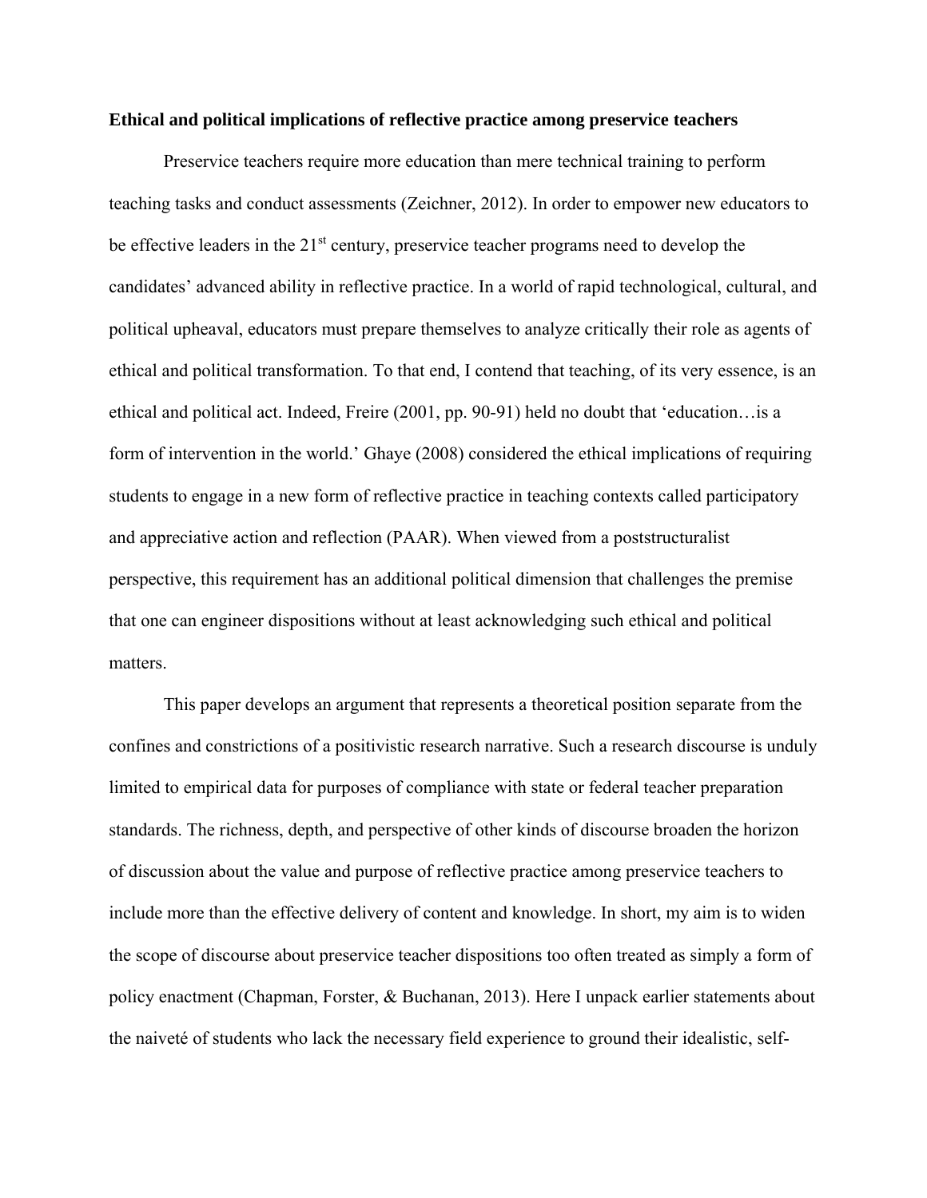**Ethical and political implications of reflective practice among preservice teachers**

Preservice teachers require more education than mere technical training to perform teaching tasks and conduct assessments (Zeichner, 2012). In order to empower new educators to be effective leaders in the 21st century, preservice teacher programs need to develop the candidates' advanced ability in reflective practice. In a world of rapid technological, cultural, and political upheaval, educators must prepare themselves to analyze critically their role as agents of ethical and political transformation. To that end, I contend that teaching, of its very essence, is an ethical and political act. Indeed, Freire (2001, pp. 90-91) held no doubt that 'education…is a form of intervention in the world.' Ghaye (2008) considered the ethical implications of requiring students to engage in a new form of reflective practice in teaching contexts called participatory and appreciative action and reflection (PAAR). When viewed from a poststructuralist perspective, this requirement has an additional political dimension that challenges the premise that one can engineer dispositions without at least acknowledging such ethical and political matters.

This paper develops an argument that represents a theoretical position separate from the confines and constrictions of a positivistic research narrative. Such a research discourse is unduly limited to empirical data for purposes of compliance with state or federal teacher preparation standards. The richness, depth, and perspective of other kinds of discourse broaden the horizon of discussion about the value and purpose of reflective practice among preservice teachers to include more than the effective delivery of content and knowledge. In short, my aim is to widen the scope of discourse about preservice teacher dispositions too often treated as simply a form of policy enactment (Chapman, Forster, & Buchanan, 2013). Here I unpack earlier statements about the naiveté of students who lack the necessary field experience to ground their idealistic, self-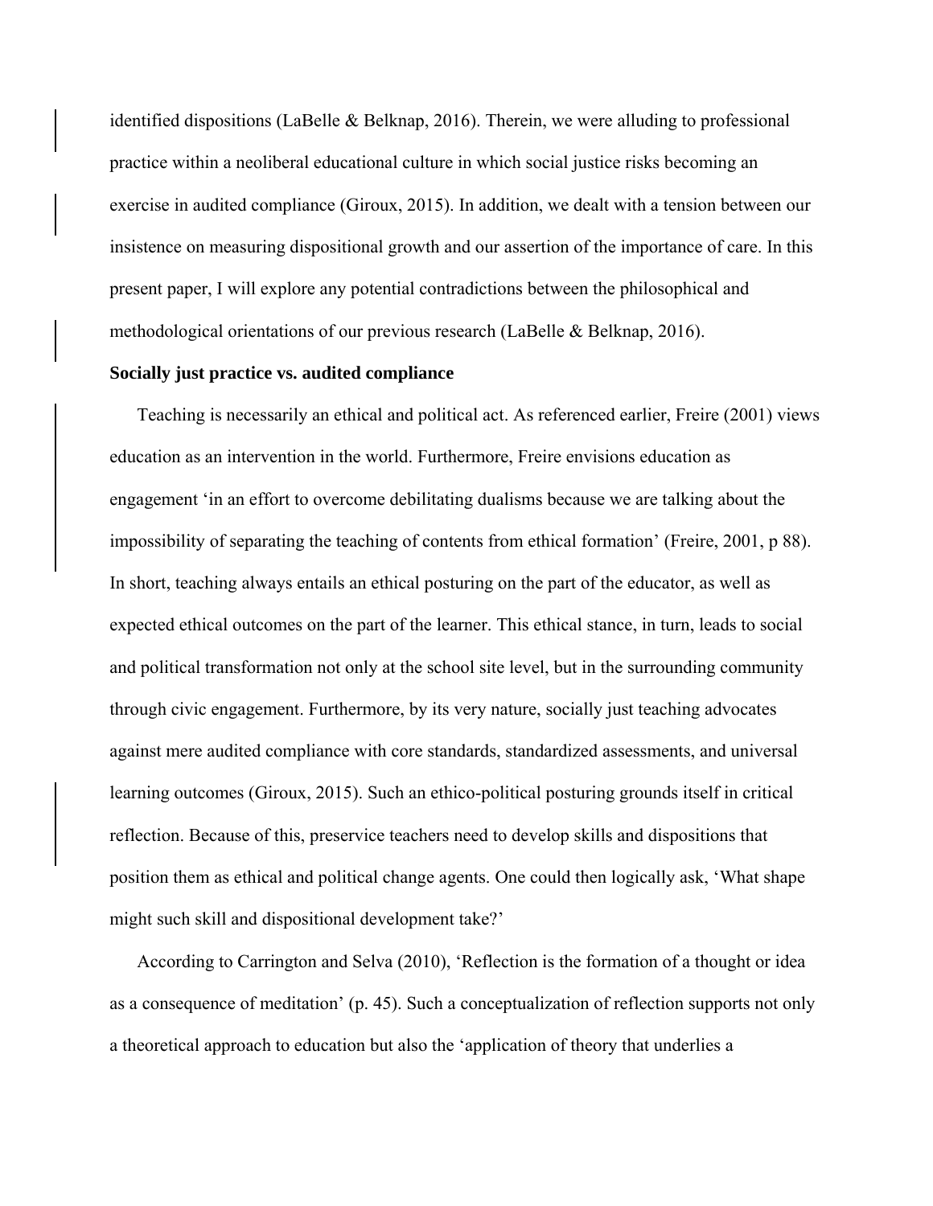identified dispositions (LaBelle & Belknap, 2016). Therein, we were alluding to professional practice within a neoliberal educational culture in which social justice risks becoming an exercise in audited compliance (Giroux, 2015). In addition, we dealt with a tension between our insistence on measuring dispositional growth and our assertion of the importance of care. In this present paper, I will explore any potential contradictions between the philosophical and methodological orientations of our previous research (LaBelle & Belknap, 2016).

**Socially just practice vs. audited compliance**

Teaching is necessarily an ethical and political act. As referenced earlier, Freire (2001) views education as an intervention in the world. Furthermore, Freire envisions education as engagement 'in an effort to overcome debilitating dualisms because we are talking about the impossibility of separating the teaching of contents from ethical formation' (Freire, 2001, p 88). In short, teaching always entails an ethical posturing on the part of the educator, as well as expected ethical outcomes on the part of the learner. This ethical stance, in turn, leads to social and political transformation not only at the school site level, but in the surrounding community through civic engagement. Furthermore, by its very nature, socially just teaching advocates against mere audited compliance with core standards, standardized assessments, and universal learning outcomes (Giroux, 2015). Such an ethico-political posturing grounds itself in critical reflection. Because of this, preservice teachers need to develop skills and dispositions that position them as ethical and political change agents. One could then logically ask, 'What shape might such skill and dispositional development take?'

According to Carrington and Selva (2010), 'Reflection is the formation of a thought or idea as a consequence of meditation' (p. 45). Such a conceptualization of reflection supports not only a theoretical approach to education but also the 'application of theory that underlies a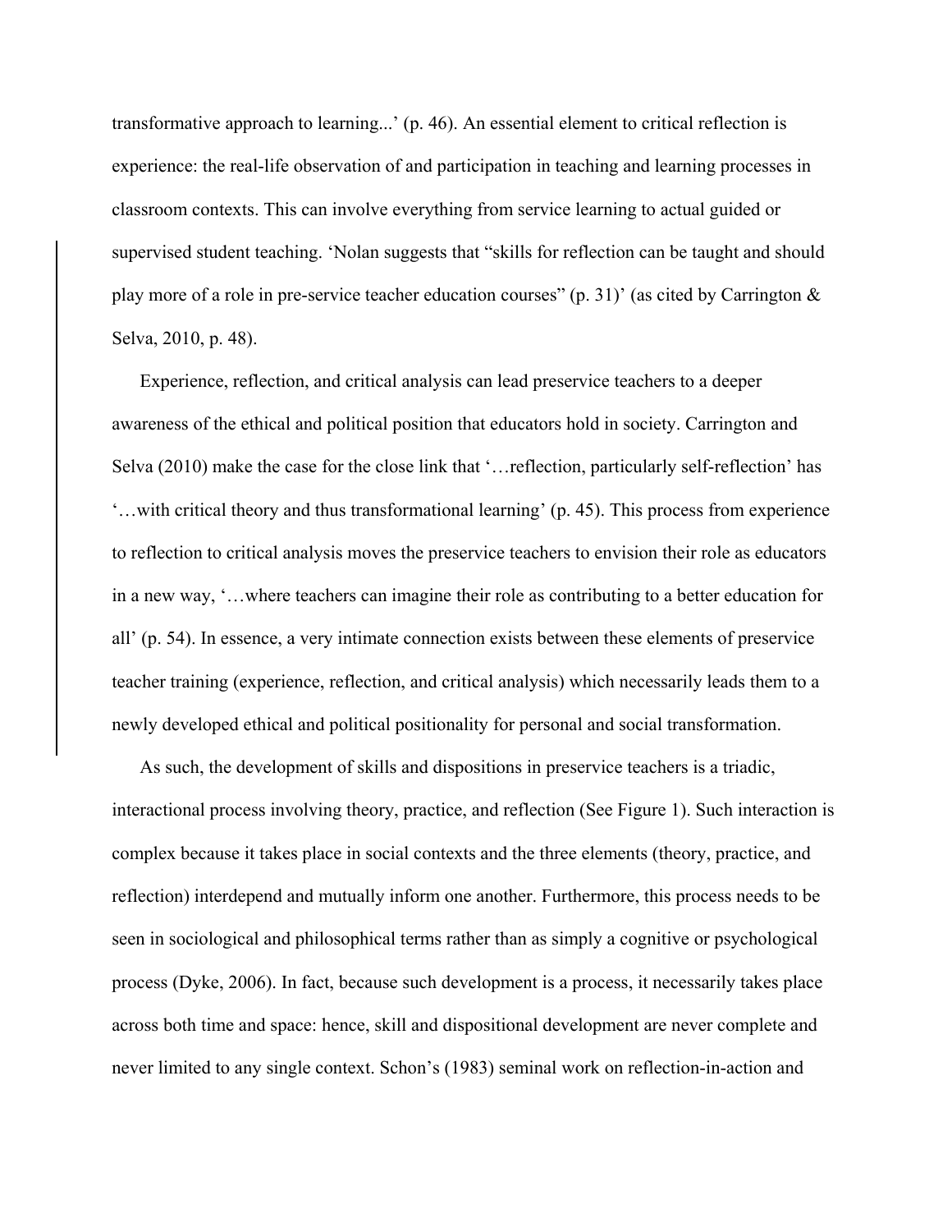transformative approach to learning...' (p. 46). An essential element to critical reflection is experience: the real-life observation of and participation in teaching and learning processes in classroom contexts. This can involve everything from service learning to actual guided or supervised student teaching. 'Nolan suggests that "skills for reflection can be taught and should play more of a role in pre-service teacher education courses" (p. 31)' (as cited by Carrington & Selva, 2010, p. 48).

Experience, reflection, and critical analysis can lead preservice teachers to a deeper awareness of the ethical and political position that educators hold in society. Carrington and Selva (2010) make the case for the close link that '…reflection, particularly self-reflection' has '…with critical theory and thus transformational learning' (p. 45). This process from experience to reflection to critical analysis moves the preservice teachers to envision their role as educators in a new way, '…where teachers can imagine their role as contributing to a better education for all' (p. 54). In essence, a very intimate connection exists between these elements of preservice teacher training (experience, reflection, and critical analysis) which necessarily leads them to a newly developed ethical and political positionality for personal and social transformation.

As such, the development of skills and dispositions in preservice teachers is a triadic, interactional process involving theory, practice, and reflection (See Figure 1). Such interaction is complex because it takes place in social contexts and the three elements (theory, practice, and reflection) interdepend and mutually inform one another. Furthermore, this process needs to be seen in sociological and philosophical terms rather than as simply a cognitive or psychological process (Dyke, 2006). In fact, because such development is a process, it necessarily takes place across both time and space: hence, skill and dispositional development are never complete and never limited to any single context. Schon's (1983) seminal work on reflection-in-action and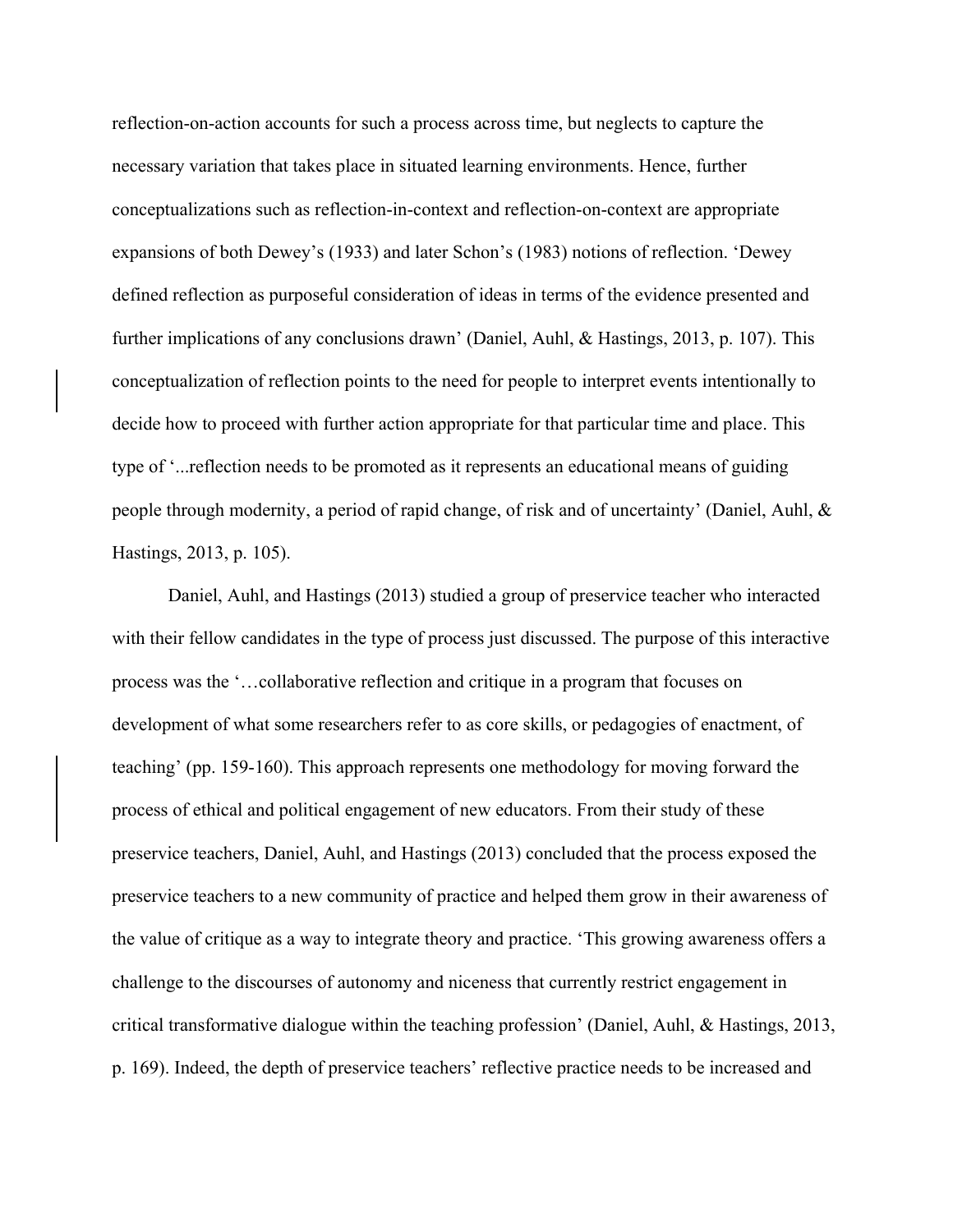reflection-on-action accounts for such a process across time, but neglects to capture the necessary variation that takes place in situated learning environments. Hence, further conceptualizations such as reflection-in-context and reflection-on-context are appropriate expansions of both Dewey's (1933) and later Schon's (1983) notions of reflection. 'Dewey defined reflection as purposeful consideration of ideas in terms of the evidence presented and further implications of any conclusions drawn' (Daniel, Auhl, & Hastings, 2013, p. 107). This conceptualization of reflection points to the need for people to interpret events intentionally to decide how to proceed with further action appropriate for that particular time and place. This type of '...reflection needs to be promoted as it represents an educational means of guiding people through modernity, a period of rapid change, of risk and of uncertainty' (Daniel, Auhl, & Hastings, 2013, p. 105).

Daniel, Auhl, and Hastings (2013) studied a group of preservice teacher who interacted with their fellow candidates in the type of process just discussed. The purpose of this interactive process was the '…collaborative reflection and critique in a program that focuses on development of what some researchers refer to as core skills, or pedagogies of enactment, of teaching' (pp. 159-160). This approach represents one methodology for moving forward the process of ethical and political engagement of new educators. From their study of these preservice teachers, Daniel, Auhl, and Hastings (2013) concluded that the process exposed the preservice teachers to a new community of practice and helped them grow in their awareness of the value of critique as a way to integrate theory and practice. 'This growing awareness offers a challenge to the discourses of autonomy and niceness that currently restrict engagement in critical transformative dialogue within the teaching profession' (Daniel, Auhl, & Hastings, 2013, p. 169). Indeed, the depth of preservice teachers' reflective practice needs to be increased and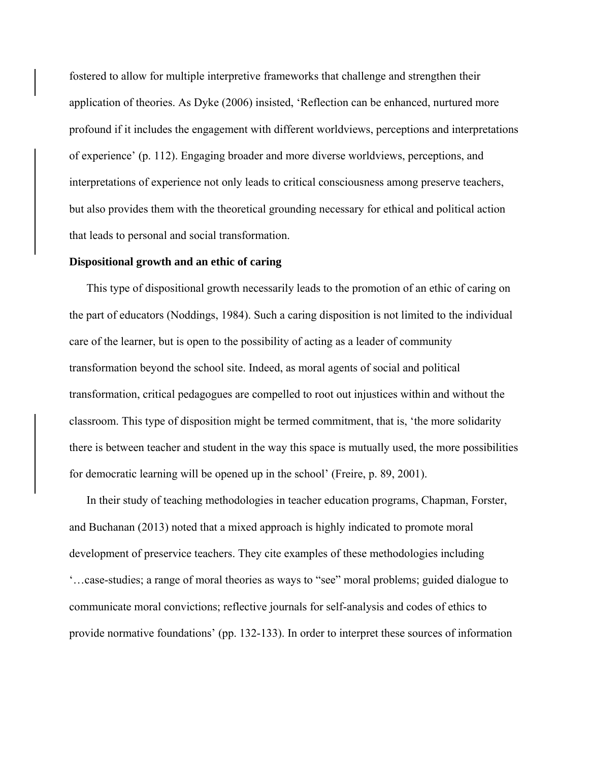fostered to allow for multiple interpretive frameworks that challenge and strengthen their application of theories. As Dyke (2006) insisted, 'Reflection can be enhanced, nurtured more profound if it includes the engagement with different worldviews, perceptions and interpretations of experience' (p. 112). Engaging broader and more diverse worldviews, perceptions, and interpretations of experience not only leads to critical consciousness among preserve teachers, but also provides them with the theoretical grounding necessary for ethical and political action that leads to personal and social transformation.

**Dispositional growth and an ethic of caring**

This type of dispositional growth necessarily leads to the promotion of an ethic of caring on the part of educators (Noddings, 1984). Such a caring disposition is not limited to the individual care of the learner, but is open to the possibility of acting as a leader of community transformation beyond the school site. Indeed, as moral agents of social and political transformation, critical pedagogues are compelled to root out injustices within and without the classroom. This type of disposition might be termed commitment, that is, 'the more solidarity there is between teacher and student in the way this space is mutually used, the more possibilities for democratic learning will be opened up in the school' (Freire, p. 89, 2001).

In their study of teaching methodologies in teacher education programs, Chapman, Forster, and Buchanan (2013) noted that a mixed approach is highly indicated to promote moral development of preservice teachers. They cite examples of these methodologies including '…case-studies; a range of moral theories as ways to "see" moral problems; guided dialogue to communicate moral convictions; reflective journals for self-analysis and codes of ethics to provide normative foundations' (pp. 132-133). In order to interpret these sources of information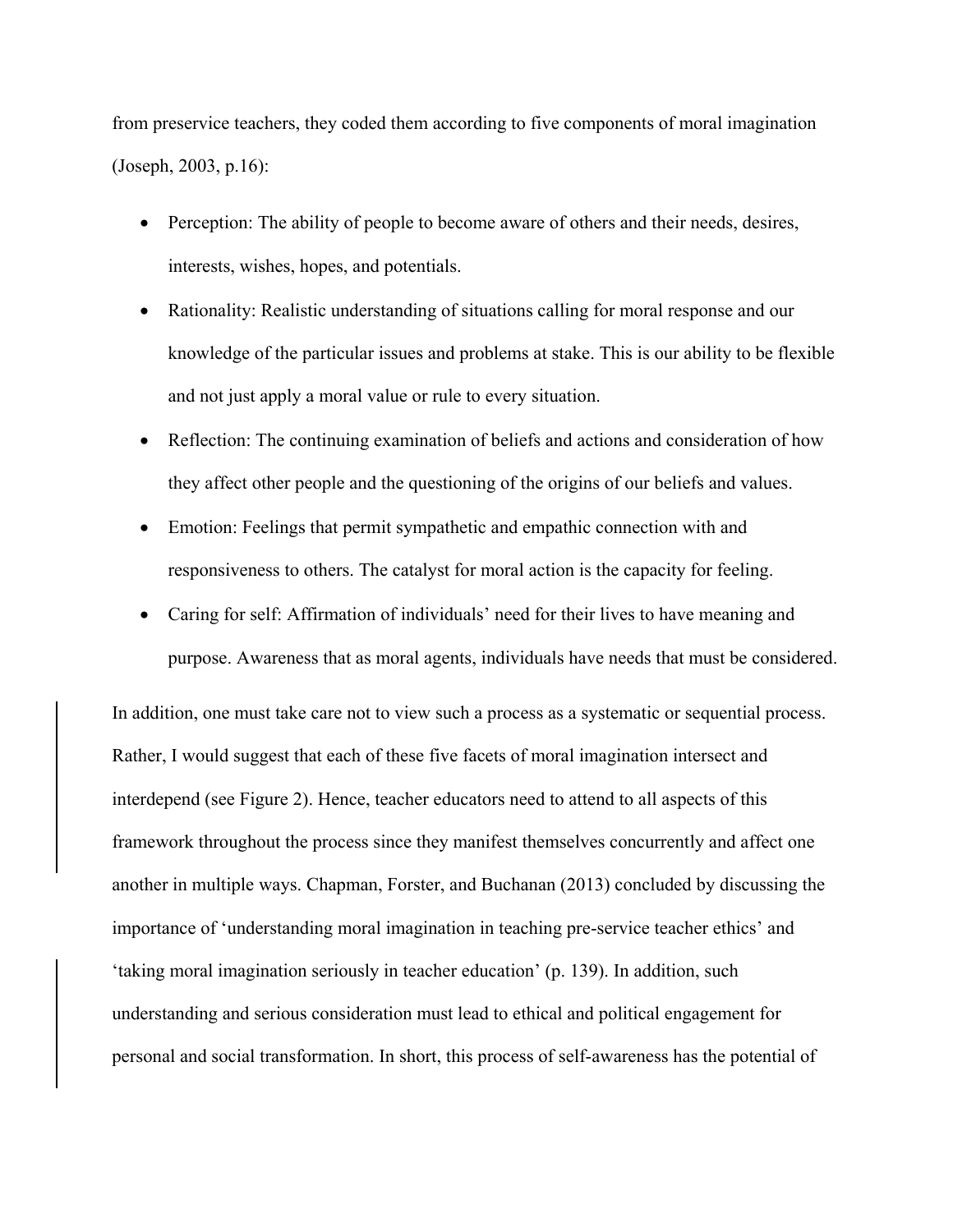from preservice teachers, they coded them according to five components of moral imagination (Joseph, 2003, p.16):

- Perception: The ability of people to become aware of others and their needs, desires, interests, wishes, hopes, and potentials.
- Rationality: Realistic understanding of situations calling for moral response and our knowledge of the particular issues and problems at stake. This is our ability to be flexible and not just apply a moral value or rule to every situation.
- Reflection: The continuing examination of beliefs and actions and consideration of how they affect other people and the questioning of the origins of our beliefs and values.
- Emotion: Feelings that permit sympathetic and empathic connection with and responsiveness to others. The catalyst for moral action is the capacity for feeling.
- Caring for self: Affirmation of individuals' need for their lives to have meaning and purpose. Awareness that as moral agents, individuals have needs that must be considered.

In addition, one must take care not to view such a process as a systematic or sequential process. Rather, I would suggest that each of these five facets of moral imagination intersect and interdepend (see Figure 2). Hence, teacher educators need to attend to all aspects of this framework throughout the process since they manifest themselves concurrently and affect one another in multiple ways. Chapman, Forster, and Buchanan (2013) concluded by discussing the importance of 'understanding moral imagination in teaching pre-service teacher ethics' and 'taking moral imagination seriously in teacher education' (p. 139). In addition, such understanding and serious consideration must lead to ethical and political engagement for personal and social transformation. In short, this process of self-awareness has the potential of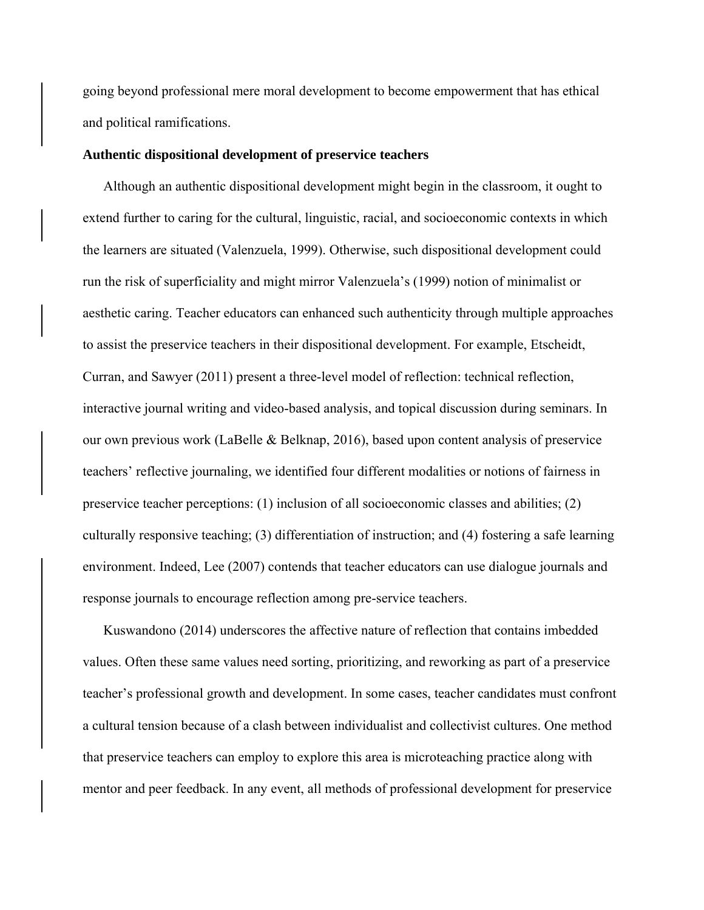going beyond professional mere moral development to become empowerment that has ethical and political ramifications.

**Authentic dispositional development of preservice teachers**

Although an authentic dispositional development might begin in the classroom, it ought to extend further to caring for the cultural, linguistic, racial, and socioeconomic contexts in which the learners are situated (Valenzuela, 1999). Otherwise, such dispositional development could run the risk of superficiality and might mirror Valenzuela's (1999) notion of minimalist or aesthetic caring. Teacher educators can enhanced such authenticity through multiple approaches to assist the preservice teachers in their dispositional development. For example, Etscheidt, Curran, and Sawyer (2011) present a three-level model of reflection: technical reflection, interactive journal writing and video-based analysis, and topical discussion during seminars. In our own previous work (LaBelle & Belknap, 2016), based upon content analysis of preservice teachers' reflective journaling, we identified four different modalities or notions of fairness in preservice teacher perceptions: (1) inclusion of all socioeconomic classes and abilities; (2) culturally responsive teaching; (3) differentiation of instruction; and (4) fostering a safe learning environment. Indeed, Lee (2007) contends that teacher educators can use dialogue journals and response journals to encourage reflection among pre-service teachers.

Kuswandono (2014) underscores the affective nature of reflection that contains imbedded values. Often these same values need sorting, prioritizing, and reworking as part of a preservice teacher's professional growth and development. In some cases, teacher candidates must confront a cultural tension because of a clash between individualist and collectivist cultures. One method that preservice teachers can employ to explore this area is microteaching practice along with mentor and peer feedback. In any event, all methods of professional development for preservice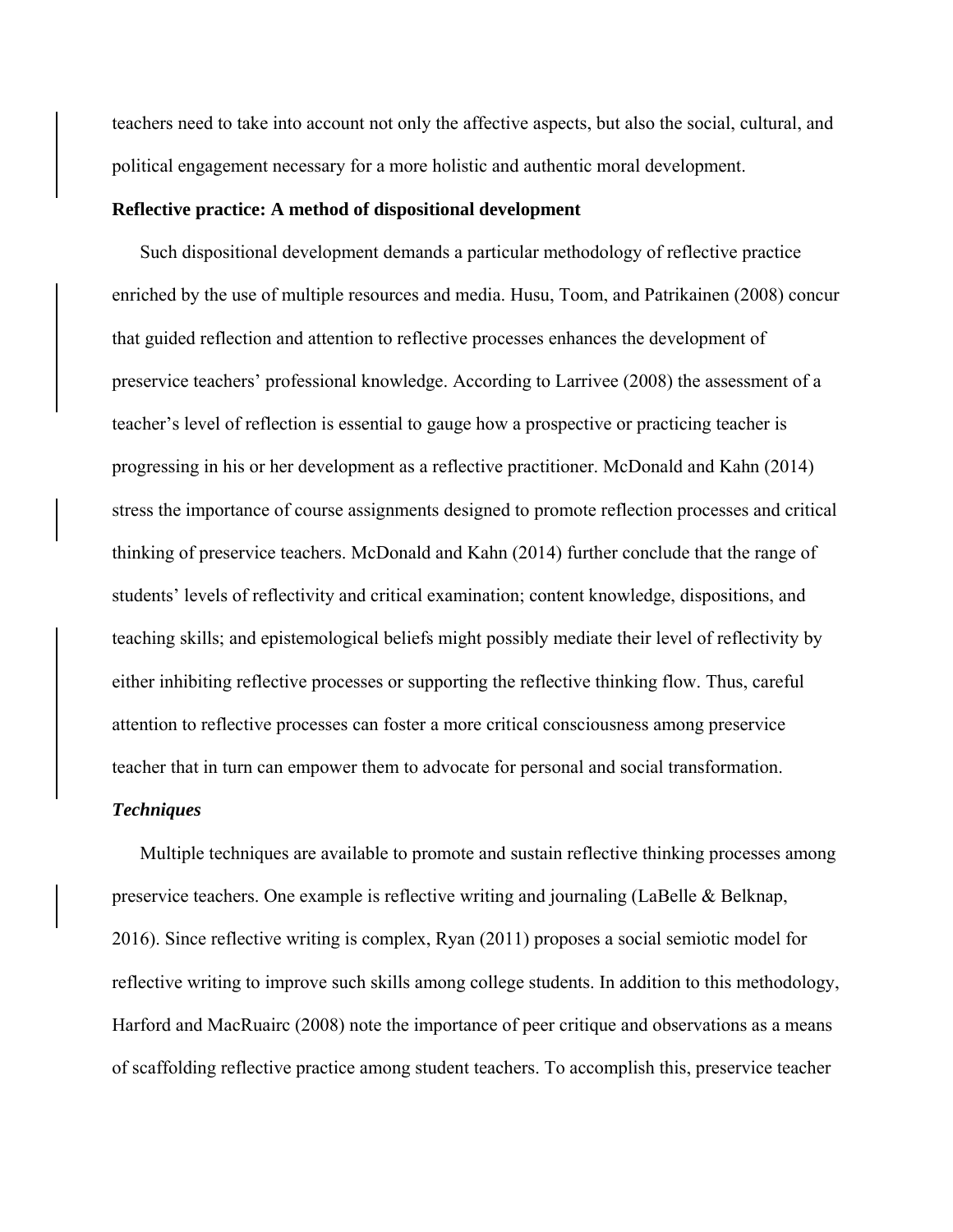teachers need to take into account not only the affective aspects, but also the social, cultural, and political engagement necessary for a more holistic and authentic moral development.

**Reflective practice: A method of dispositional development**

Such dispositional development demands a particular methodology of reflective practice enriched by the use of multiple resources and media. Husu, Toom, and Patrikainen (2008) concur that guided reflection and attention to reflective processes enhances the development of preservice teachers' professional knowledge. According to Larrivee (2008) the assessment of a teacher's level of reflection is essential to gauge how a prospective or practicing teacher is progressing in his or her development as a reflective practitioner. McDonald and Kahn (2014) stress the importance of course assignments designed to promote reflection processes and critical thinking of preservice teachers. McDonald and Kahn (2014) further conclude that the range of students' levels of reflectivity and critical examination; content knowledge, dispositions, and teaching skills; and epistemological beliefs might possibly mediate their level of reflectivity by either inhibiting reflective processes or supporting the reflective thinking flow. Thus, careful attention to reflective processes can foster a more critical consciousness among preservice teacher that in turn can empower them to advocate for personal and social transformation.

***Techniques***

Multiple techniques are available to promote and sustain reflective thinking processes among preservice teachers. One example is reflective writing and journaling (LaBelle & Belknap, 2016). Since reflective writing is complex, Ryan (2011) proposes a social semiotic model for reflective writing to improve such skills among college students. In addition to this methodology, Harford and MacRuairc (2008) note the importance of peer critique and observations as a means of scaffolding reflective practice among student teachers. To accomplish this, preservice teacher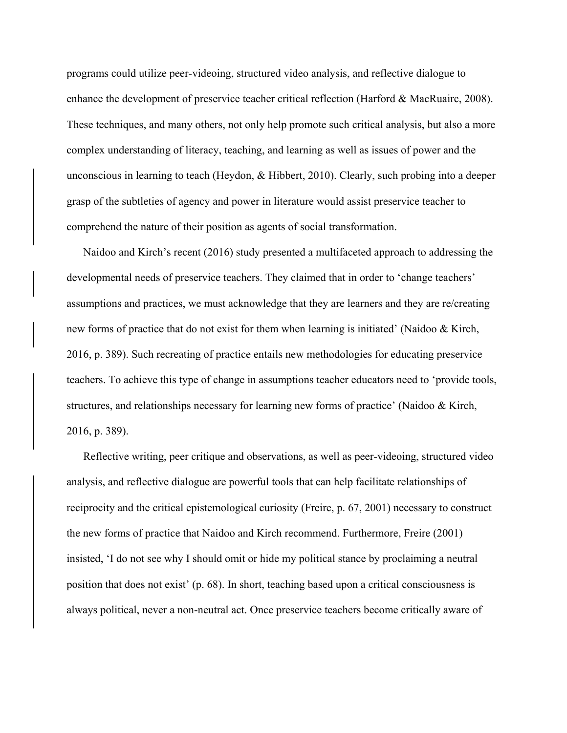programs could utilize peer-videoing, structured video analysis, and reflective dialogue to enhance the development of preservice teacher critical reflection (Harford & MacRuairc, 2008). These techniques, and many others, not only help promote such critical analysis, but also a more complex understanding of literacy, teaching, and learning as well as issues of power and the unconscious in learning to teach (Heydon, & Hibbert, 2010). Clearly, such probing into a deeper grasp of the subtleties of agency and power in literature would assist preservice teacher to comprehend the nature of their position as agents of social transformation.

Naidoo and Kirch's recent (2016) study presented a multifaceted approach to addressing the developmental needs of preservice teachers. They claimed that in order to 'change teachers' assumptions and practices, we must acknowledge that they are learners and they are re/creating new forms of practice that do not exist for them when learning is initiated' (Naidoo & Kirch, 2016, p. 389). Such recreating of practice entails new methodologies for educating preservice teachers. To achieve this type of change in assumptions teacher educators need to 'provide tools, structures, and relationships necessary for learning new forms of practice' (Naidoo & Kirch, 2016, p. 389).

Reflective writing, peer critique and observations, as well as peer-videoing, structured video analysis, and reflective dialogue are powerful tools that can help facilitate relationships of reciprocity and the critical epistemological curiosity (Freire, p. 67, 2001) necessary to construct the new forms of practice that Naidoo and Kirch recommend. Furthermore, Freire (2001) insisted, 'I do not see why I should omit or hide my political stance by proclaiming a neutral position that does not exist' (p. 68). In short, teaching based upon a critical consciousness is always political, never a non-neutral act. Once preservice teachers become critically aware of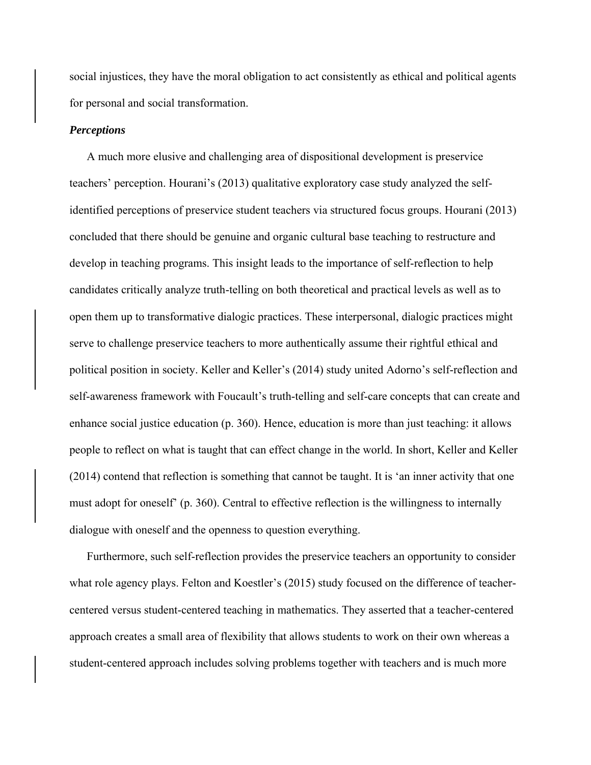social injustices, they have the moral obligation to act consistently as ethical and political agents for personal and social transformation.

### *Perceptions*

A much more elusive and challenging area of dispositional development is preservice teachers' perception. Hourani's (2013) qualitative exploratory case study analyzed the self-identified perceptions of preservice student teachers via structured focus groups. Hourani (2013) concluded that there should be genuine and organic cultural base teaching to restructure and develop in teaching programs. This insight leads to the importance of self-reflection to help candidates critically analyze truth-telling on both theoretical and practical levels as well as to open them up to transformative dialogic practices. These interpersonal, dialogic practices might serve to challenge preservice teachers to more authentically assume their rightful ethical and political position in society. Keller and Keller's (2014) study united Adorno's self-reflection and self-awareness framework with Foucault's truth-telling and self-care concepts that can create and enhance social justice education (p. 360). Hence, education is more than just teaching: it allows people to reflect on what is taught that can effect change in the world. In short, Keller and Keller (2014) contend that reflection is something that cannot be taught. It is 'an inner activity that one must adopt for oneself' (p. 360). Central to effective reflection is the willingness to internally dialogue with oneself and the openness to question everything.

Furthermore, such self-reflection provides the preservice teachers an opportunity to consider what role agency plays. Felton and Koestler's (2015) study focused on the difference of teacher-centered versus student-centered teaching in mathematics. They asserted that a teacher-centered approach creates a small area of flexibility that allows students to work on their own whereas a student-centered approach includes solving problems together with teachers and is much more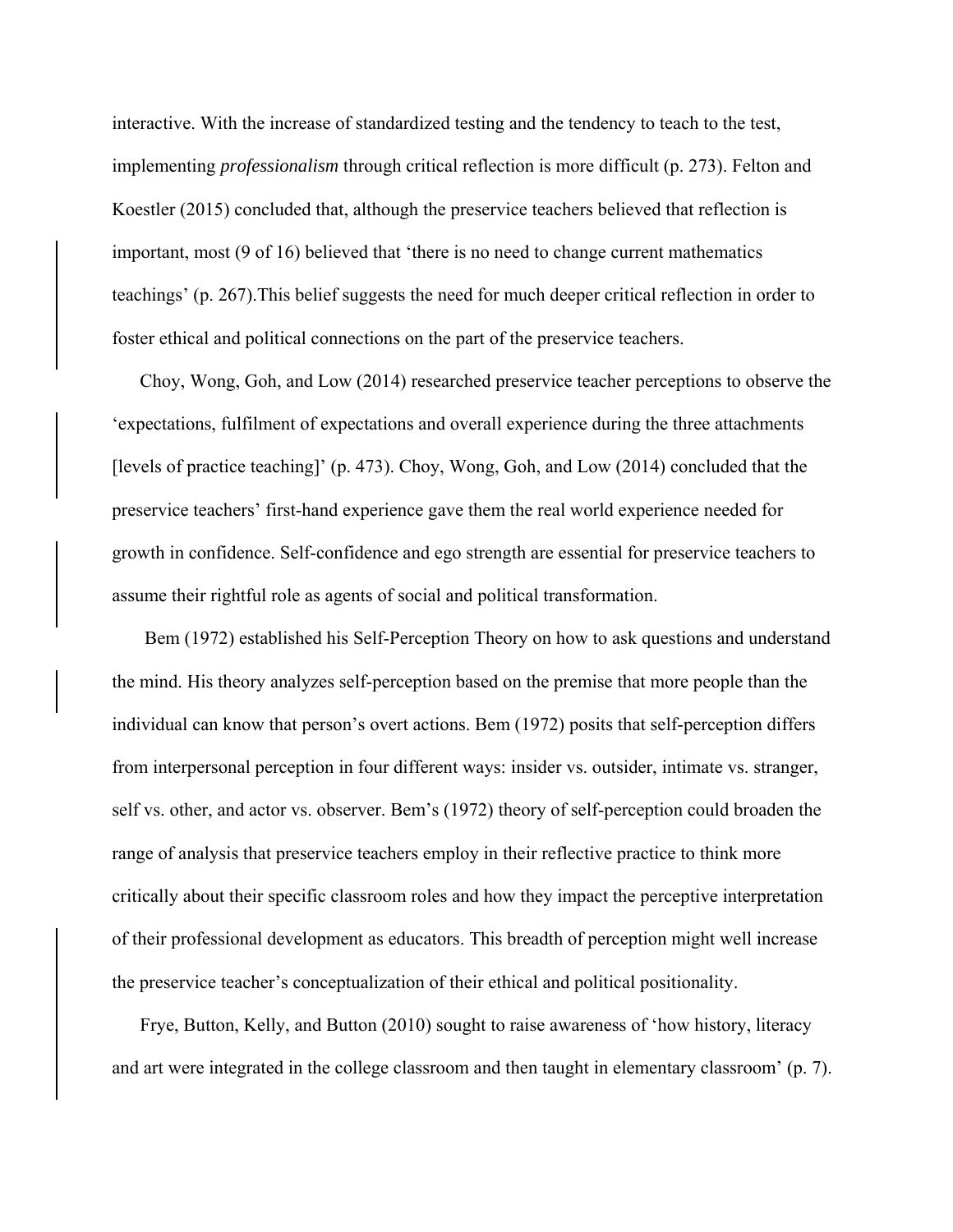interactive. With the increase of standardized testing and the tendency to teach to the test, implementing *professionalism* through critical reflection is more difficult (p. 273). Felton and Koestler (2015) concluded that, although the preservice teachers believed that reflection is important, most (9 of 16) believed that 'there is no need to change current mathematics teachings' (p. 267).This belief suggests the need for much deeper critical reflection in order to foster ethical and political connections on the part of the preservice teachers.

Choy, Wong, Goh, and Low (2014) researched preservice teacher perceptions to observe the 'expectations, fulfilment of expectations and overall experience during the three attachments [levels of practice teaching]' (p. 473). Choy, Wong, Goh, and Low (2014) concluded that the preservice teachers' first-hand experience gave them the real world experience needed for growth in confidence. Self-confidence and ego strength are essential for preservice teachers to assume their rightful role as agents of social and political transformation.

Bem (1972) established his Self-Perception Theory on how to ask questions and understand the mind. His theory analyzes self-perception based on the premise that more people than the individual can know that person's overt actions. Bem (1972) posits that self-perception differs from interpersonal perception in four different ways: insider vs. outsider, intimate vs. stranger, self vs. other, and actor vs. observer. Bem's (1972) theory of self-perception could broaden the range of analysis that preservice teachers employ in their reflective practice to think more critically about their specific classroom roles and how they impact the perceptive interpretation of their professional development as educators. This breadth of perception might well increase the preservice teacher's conceptualization of their ethical and political positionality.

Frye, Button, Kelly, and Button (2010) sought to raise awareness of 'how history, literacy and art were integrated in the college classroom and then taught in elementary classroom' (p. 7).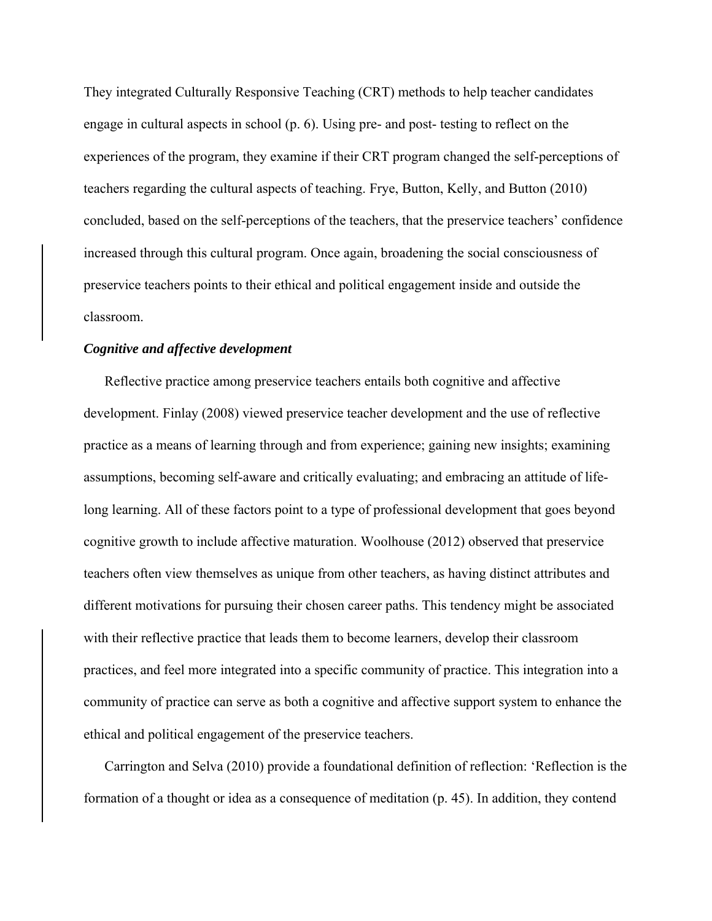They integrated Culturally Responsive Teaching (CRT) methods to help teacher candidates engage in cultural aspects in school (p. 6). Using pre- and post- testing to reflect on the experiences of the program, they examine if their CRT program changed the self-perceptions of teachers regarding the cultural aspects of teaching. Frye, Button, Kelly, and Button (2010) concluded, based on the self-perceptions of the teachers, that the preservice teachers' confidence increased through this cultural program. Once again, broadening the social consciousness of preservice teachers points to their ethical and political engagement inside and outside the classroom.

***Cognitive and affective development***

Reflective practice among preservice teachers entails both cognitive and affective development. Finlay (2008) viewed preservice teacher development and the use of reflective practice as a means of learning through and from experience; gaining new insights; examining assumptions, becoming self-aware and critically evaluating; and embracing an attitude of life-long learning. All of these factors point to a type of professional development that goes beyond cognitive growth to include affective maturation. Woolhouse (2012) observed that preservice teachers often view themselves as unique from other teachers, as having distinct attributes and different motivations for pursuing their chosen career paths. This tendency might be associated with their reflective practice that leads them to become learners, develop their classroom practices, and feel more integrated into a specific community of practice. This integration into a community of practice can serve as both a cognitive and affective support system to enhance the ethical and political engagement of the preservice teachers.

Carrington and Selva (2010) provide a foundational definition of reflection: 'Reflection is the formation of a thought or idea as a consequence of meditation (p. 45). In addition, they contend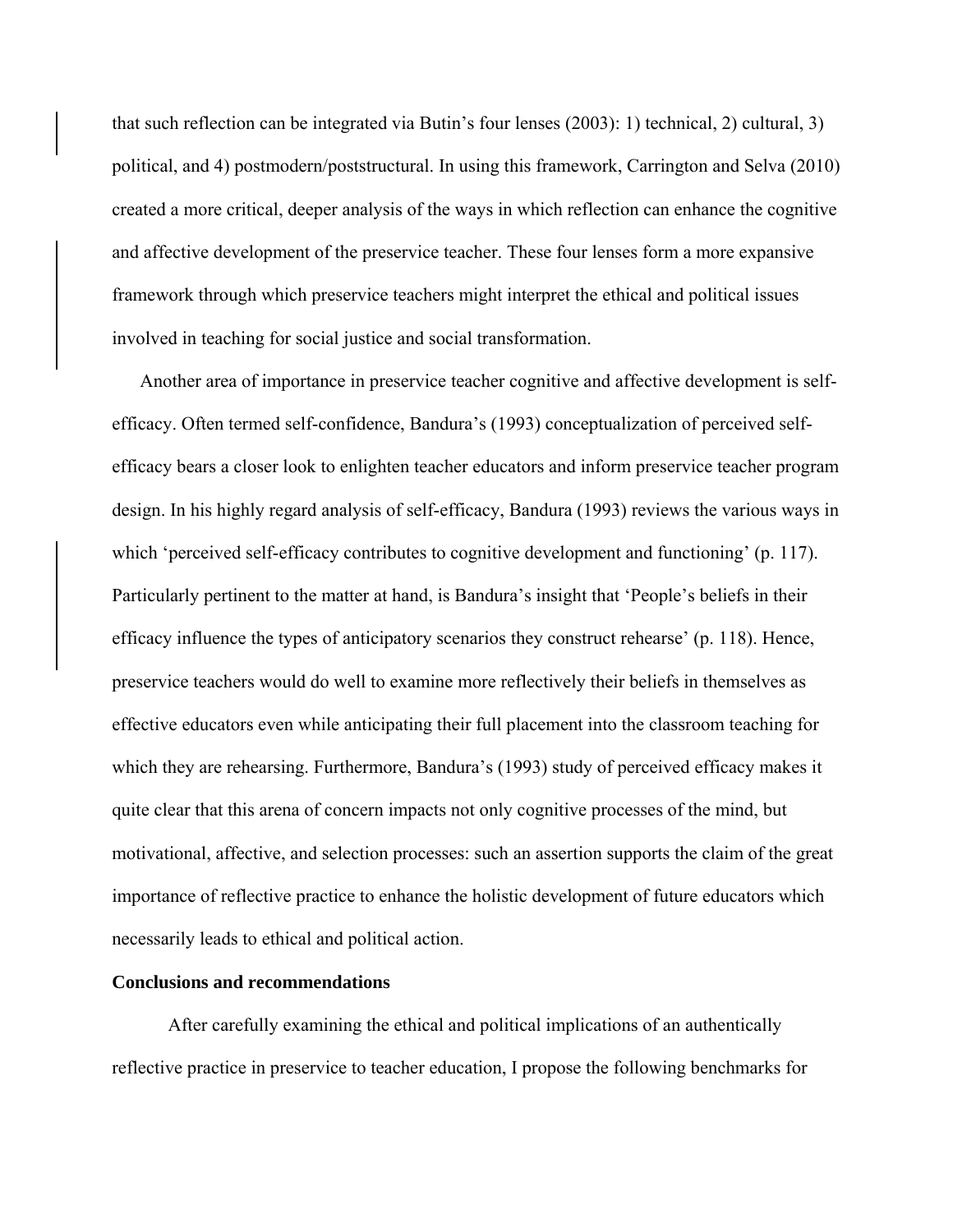that such reflection can be integrated via Butin's four lenses (2003): 1) technical, 2) cultural, 3) political, and 4) postmodern/poststructural. In using this framework, Carrington and Selva (2010) created a more critical, deeper analysis of the ways in which reflection can enhance the cognitive and affective development of the preservice teacher. These four lenses form a more expansive framework through which preservice teachers might interpret the ethical and political issues involved in teaching for social justice and social transformation.

Another area of importance in preservice teacher cognitive and affective development is self-efficacy. Often termed self-confidence, Bandura's (1993) conceptualization of perceived self-efficacy bears a closer look to enlighten teacher educators and inform preservice teacher program design. In his highly regard analysis of self-efficacy, Bandura (1993) reviews the various ways in which 'perceived self-efficacy contributes to cognitive development and functioning' (p. 117). Particularly pertinent to the matter at hand, is Bandura's insight that 'People's beliefs in their efficacy influence the types of anticipatory scenarios they construct rehearse' (p. 118). Hence, preservice teachers would do well to examine more reflectively their beliefs in themselves as effective educators even while anticipating their full placement into the classroom teaching for which they are rehearsing. Furthermore, Bandura's (1993) study of perceived efficacy makes it quite clear that this arena of concern impacts not only cognitive processes of the mind, but motivational, affective, and selection processes: such an assertion supports the claim of the great importance of reflective practice to enhance the holistic development of future educators which necessarily leads to ethical and political action.

**Conclusions and recommendations**

After carefully examining the ethical and political implications of an authentically reflective practice in preservice to teacher education, I propose the following benchmarks for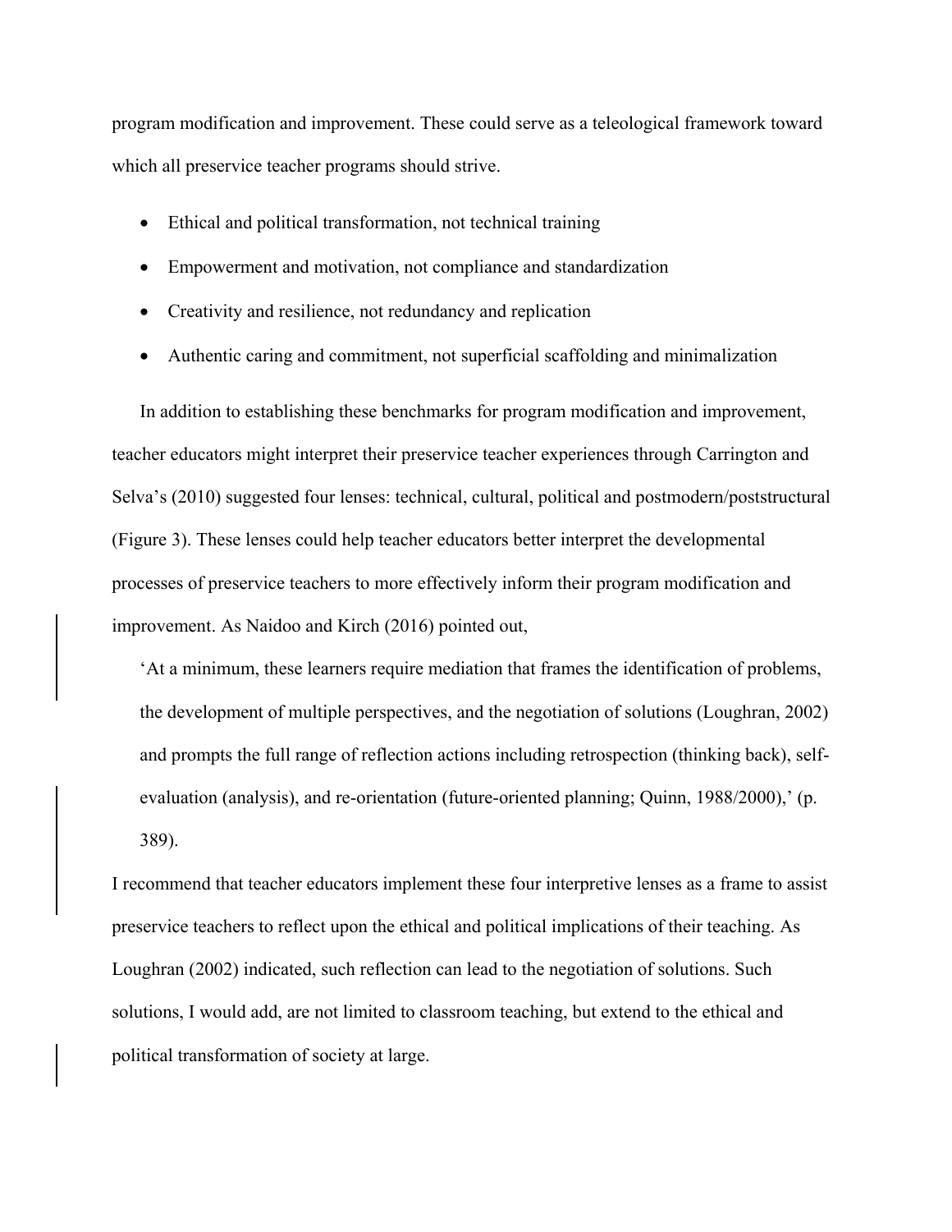program modification and improvement. These could serve as a teleological framework toward which all preservice teacher programs should strive.

- Ethical and political transformation, not technical training
- Empowerment and motivation, not compliance and standardization
- Creativity and resilience, not redundancy and replication
- Authentic caring and commitment, not superficial scaffolding and minimalization

In addition to establishing these benchmarks for program modification and improvement, teacher educators might interpret their preservice teacher experiences through Carrington and Selva's (2010) suggested four lenses: technical, cultural, political and postmodern/poststructural (Figure 3). These lenses could help teacher educators better interpret the developmental processes of preservice teachers to more effectively inform their program modification and improvement. As Naidoo and Kirch (2016) pointed out,

> 'At a minimum, these learners require mediation that frames the identification of problems, the development of multiple perspectives, and the negotiation of solutions (Loughran, 2002) and prompts the full range of reflection actions including retrospection (thinking back), self-evaluation (analysis), and re-orientation (future-oriented planning; Quinn, 1988/2000),' (p. 389).

I recommend that teacher educators implement these four interpretive lenses as a frame to assist preservice teachers to reflect upon the ethical and political implications of their teaching. As Loughran (2002) indicated, such reflection can lead to the negotiation of solutions. Such solutions, I would add, are not limited to classroom teaching, but extend to the ethical and political transformation of society at large.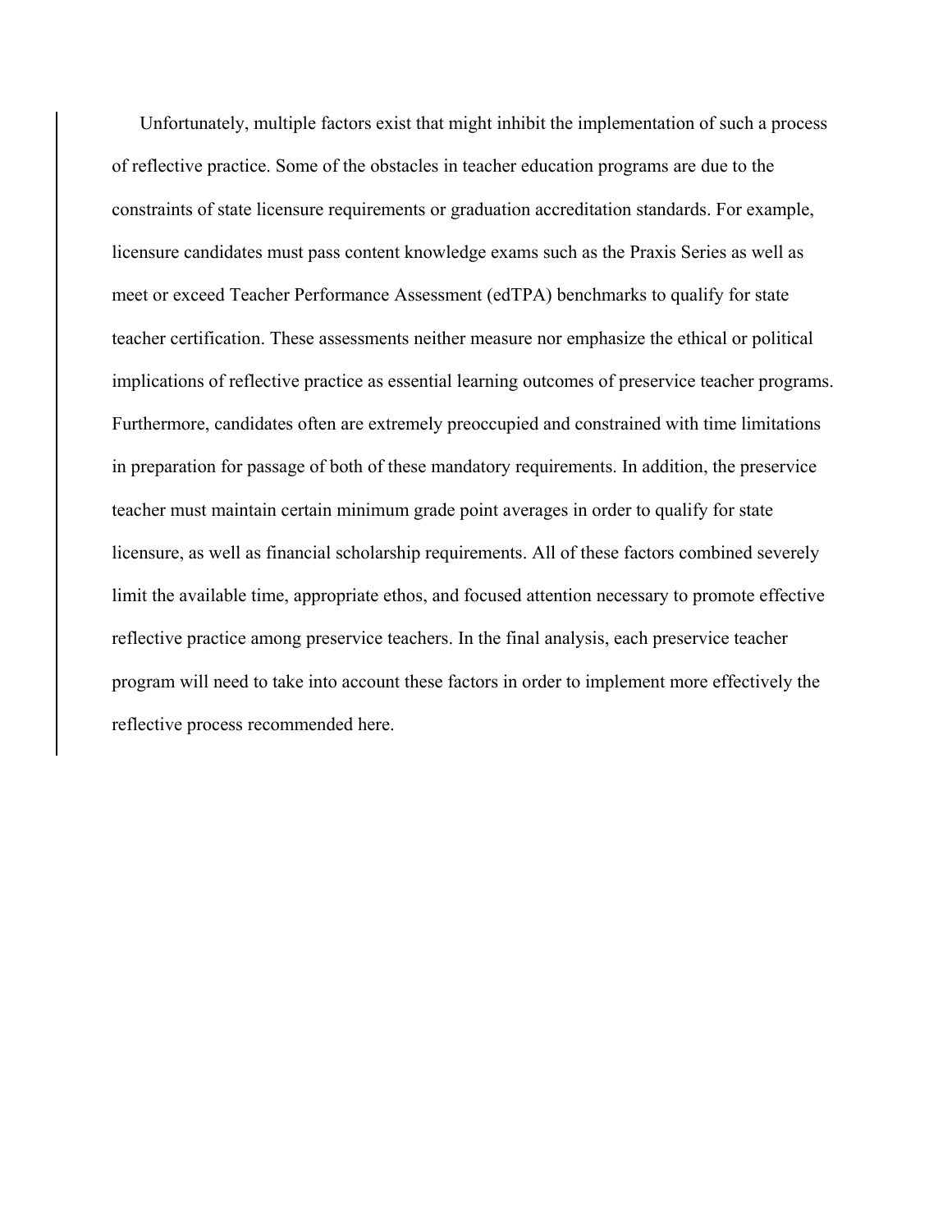Unfortunately, multiple factors exist that might inhibit the implementation of such a process of reflective practice. Some of the obstacles in teacher education programs are due to the constraints of state licensure requirements or graduation accreditation standards. For example, licensure candidates must pass content knowledge exams such as the Praxis Series as well as meet or exceed Teacher Performance Assessment (edTPA) benchmarks to qualify for state teacher certification. These assessments neither measure nor emphasize the ethical or political implications of reflective practice as essential learning outcomes of preservice teacher programs. Furthermore, candidates often are extremely preoccupied and constrained with time limitations in preparation for passage of both of these mandatory requirements. In addition, the preservice teacher must maintain certain minimum grade point averages in order to qualify for state licensure, as well as financial scholarship requirements. All of these factors combined severely limit the available time, appropriate ethos, and focused attention necessary to promote effective reflective practice among preservice teachers. In the final analysis, each preservice teacher program will need to take into account these factors in order to implement more effectively the reflective process recommended here.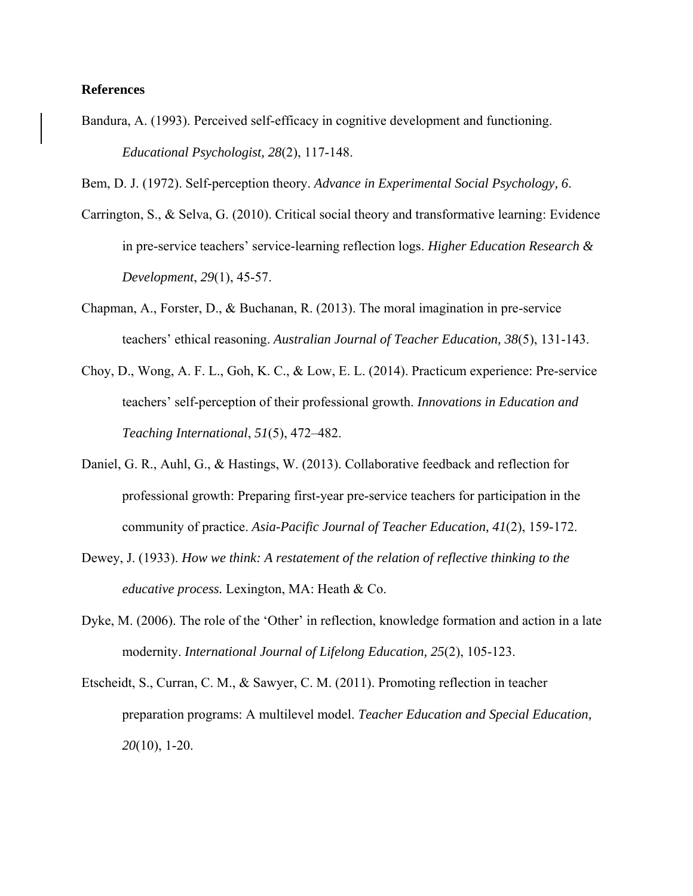**References**

Bandura, A. (1993). Perceived self-efficacy in cognitive development and functioning. *Educational Psychologist, 28*(2), 117-148.

Bem, D. J. (1972). Self-perception theory. *Advance in Experimental Social Psychology, 6*.

Carrington, S., & Selva, G. (2010). Critical social theory and transformative learning: Evidence in pre-service teachers' service-learning reflection logs. *Higher Education Research & Development*, *29*(1), 45-57.

Chapman, A., Forster, D., & Buchanan, R. (2013). The moral imagination in pre-service teachers' ethical reasoning. *Australian Journal of Teacher Education, 38*(5), 131-143.

Choy, D., Wong, A. F. L., Goh, K. C., & Low, E. L. (2014). Practicum experience: Pre-service teachers' self-perception of their professional growth. *Innovations in Education and Teaching International*, *51*(5), 472–482.

Daniel, G. R., Auhl, G., & Hastings, W. (2013). Collaborative feedback and reflection for professional growth: Preparing first-year pre-service teachers for participation in the community of practice. *Asia-Pacific Journal of Teacher Education, 41*(2), 159-172.

Dewey, J. (1933). *How we think: A restatement of the relation of reflective thinking to the educative process.* Lexington, MA: Heath & Co.

Dyke, M. (2006). The role of the 'Other' in reflection, knowledge formation and action in a late modernity. *International Journal of Lifelong Education, 25*(2), 105-123.

Etscheidt, S., Curran, C. M., & Sawyer, C. M. (2011). Promoting reflection in teacher preparation programs: A multilevel model. *Teacher Education and Special Education, 20*(10), 1-20.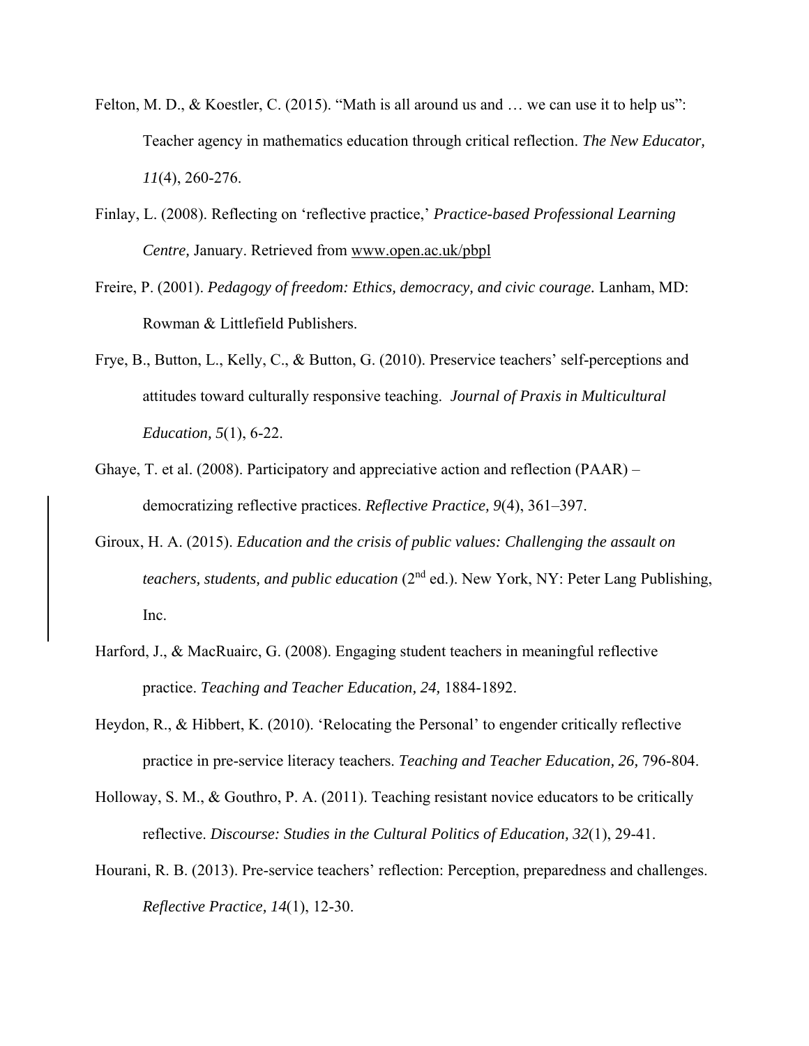Felton, M. D., & Koestler, C. (2015). "Math is all around us and … we can use it to help us": Teacher agency in mathematics education through critical reflection. *The New Educator, 11*(4), 260-276.

Finlay, L. (2008). Reflecting on 'reflective practice,' *Practice-based Professional Learning Centre,* January. Retrieved from www.open.ac.uk/pbpl

Freire, P. (2001). *Pedagogy of freedom: Ethics, democracy, and civic courage.* Lanham, MD: Rowman & Littlefield Publishers.

Frye, B., Button, L., Kelly, C., & Button, G. (2010). Preservice teachers' self-perceptions and attitudes toward culturally responsive teaching. *Journal of Praxis in Multicultural Education, 5*(1), 6-22.

Ghaye, T. et al. (2008). Participatory and appreciative action and reflection (PAAR) – democratizing reflective practices. *Reflective Practice, 9*(4), 361–397.

Giroux, H. A. (2015). *Education and the crisis of public values: Challenging the assault on teachers, students, and public education* (2nd ed.). New York, NY: Peter Lang Publishing, Inc.

Harford, J., & MacRuairc, G. (2008). Engaging student teachers in meaningful reflective practice. *Teaching and Teacher Education, 24,* 1884-1892.

Heydon, R., & Hibbert, K. (2010). 'Relocating the Personal' to engender critically reflective practice in pre-service literacy teachers. *Teaching and Teacher Education, 26,* 796-804.

Holloway, S. M., & Gouthro, P. A. (2011). Teaching resistant novice educators to be critically reflective. *Discourse: Studies in the Cultural Politics of Education, 32*(1), 29-41.

Hourani, R. B. (2013). Pre-service teachers' reflection: Perception, preparedness and challenges. *Reflective Practice, 14*(1), 12-30.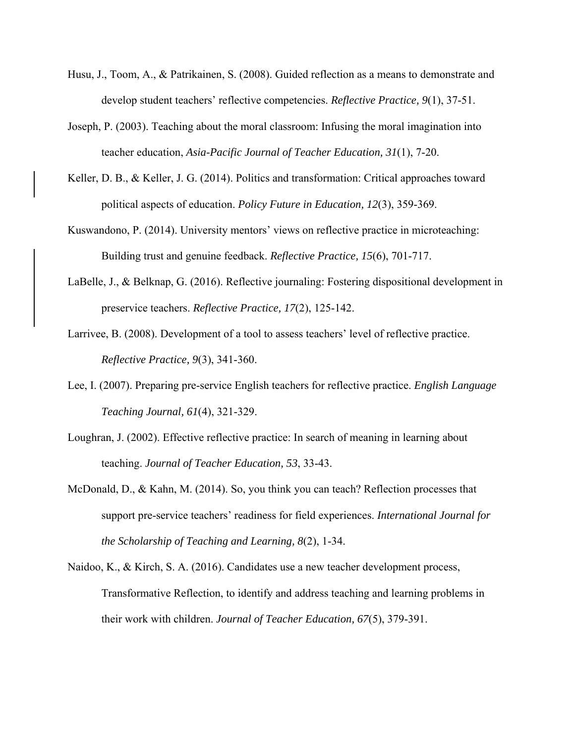Husu, J., Toom, A., & Patrikainen, S. (2008). Guided reflection as a means to demonstrate and develop student teachers' reflective competencies. *Reflective Practice, 9*(1), 37-51.

Joseph, P. (2003). Teaching about the moral classroom: Infusing the moral imagination into teacher education, *Asia-Pacific Journal of Teacher Education, 31*(1), 7-20.

Keller, D. B., & Keller, J. G. (2014). Politics and transformation: Critical approaches toward political aspects of education. *Policy Future in Education, 12*(3), 359-369.

Kuswandono, P. (2014). University mentors' views on reflective practice in microteaching: Building trust and genuine feedback. *Reflective Practice, 15*(6), 701-717.

LaBelle, J., & Belknap, G. (2016). Reflective journaling: Fostering dispositional development in preservice teachers. *Reflective Practice, 17*(2), 125-142.

Larrivee, B. (2008). Development of a tool to assess teachers' level of reflective practice. *Reflective Practice, 9*(3), 341-360.

Lee, I. (2007). Preparing pre-service English teachers for reflective practice. *English Language Teaching Journal, 61*(4), 321-329.

Loughran, J. (2002). Effective reflective practice: In search of meaning in learning about teaching. *Journal of Teacher Education, 53*, 33-43.

McDonald, D., & Kahn, M. (2014). So, you think you can teach? Reflection processes that support pre-service teachers' readiness for field experiences. *International Journal for the Scholarship of Teaching and Learning, 8*(2), 1-34.

Naidoo, K., & Kirch, S. A. (2016). Candidates use a new teacher development process, Transformative Reflection, to identify and address teaching and learning problems in their work with children. *Journal of Teacher Education, 67*(5), 379-391.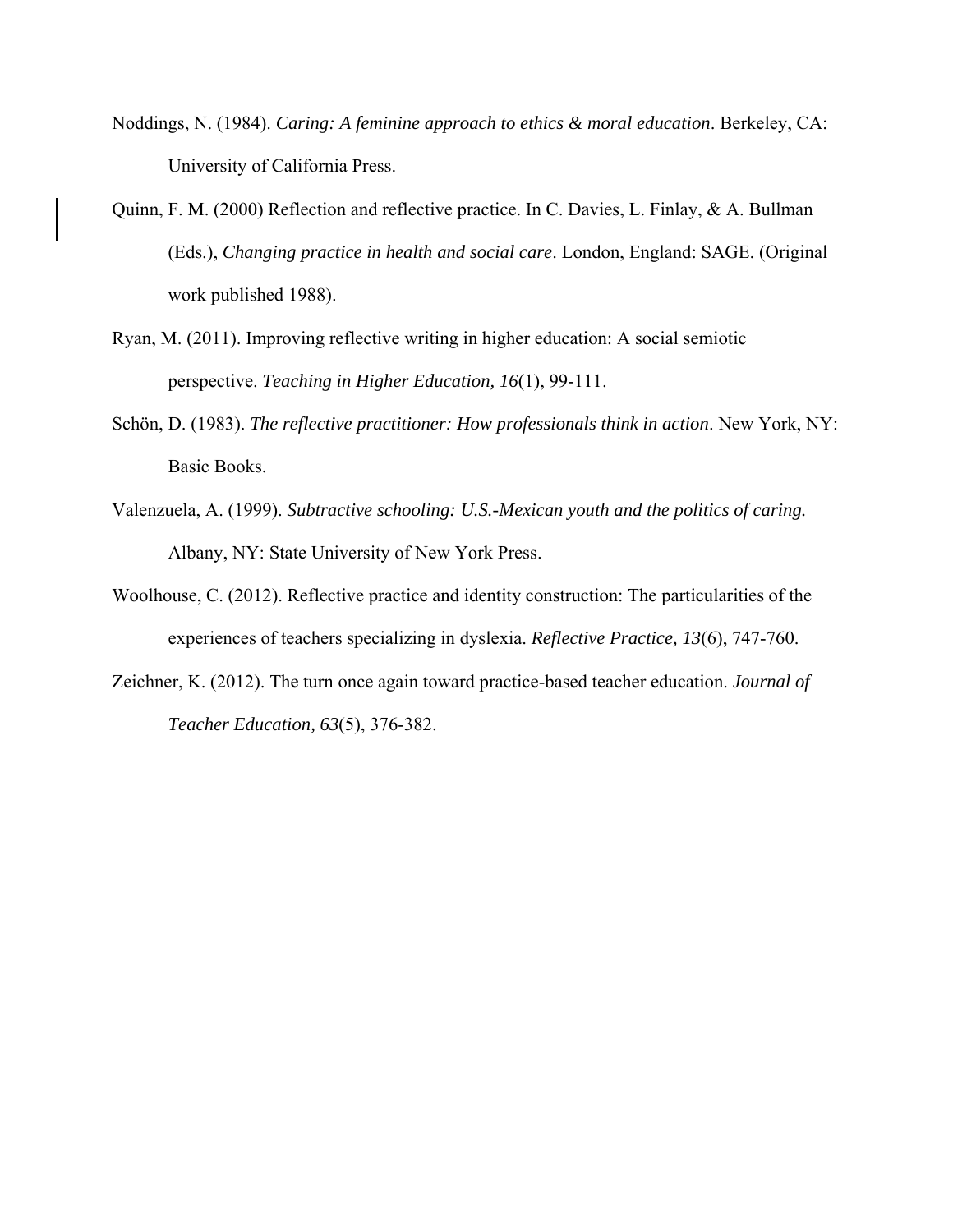Noddings, N. (1984). *Caring: A feminine approach to ethics & moral education*. Berkeley, CA: University of California Press.

Quinn, F. M. (2000) Reflection and reflective practice. In C. Davies, L. Finlay, & A. Bullman (Eds.), *Changing practice in health and social care*. London, England: SAGE. (Original work published 1988).

Ryan, M. (2011). Improving reflective writing in higher education: A social semiotic perspective. *Teaching in Higher Education, 16*(1), 99-111.

Schön, D. (1983). *The reflective practitioner: How professionals think in action*. New York, NY: Basic Books.

Valenzuela, A. (1999). *Subtractive schooling: U.S.-Mexican youth and the politics of caring.* Albany, NY: State University of New York Press.

Woolhouse, C. (2012). Reflective practice and identity construction: The particularities of the experiences of teachers specializing in dyslexia. *Reflective Practice, 13*(6), 747-760.

Zeichner, K. (2012). The turn once again toward practice-based teacher education. *Journal of Teacher Education, 63*(5), 376-382.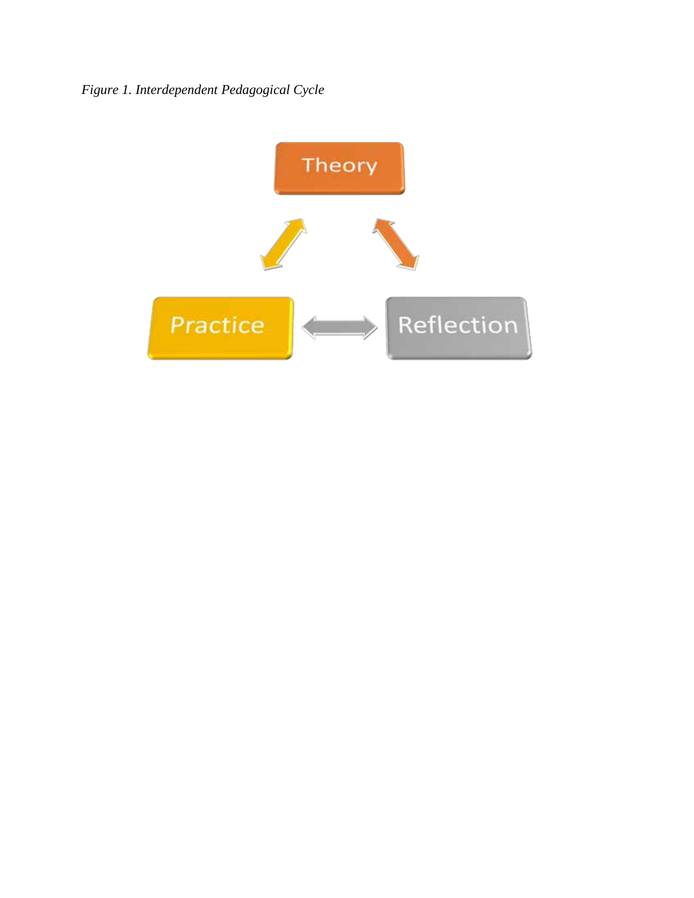*Figure 1. Interdependent Pedagogical Cycle*

Theory

Practice

Reflection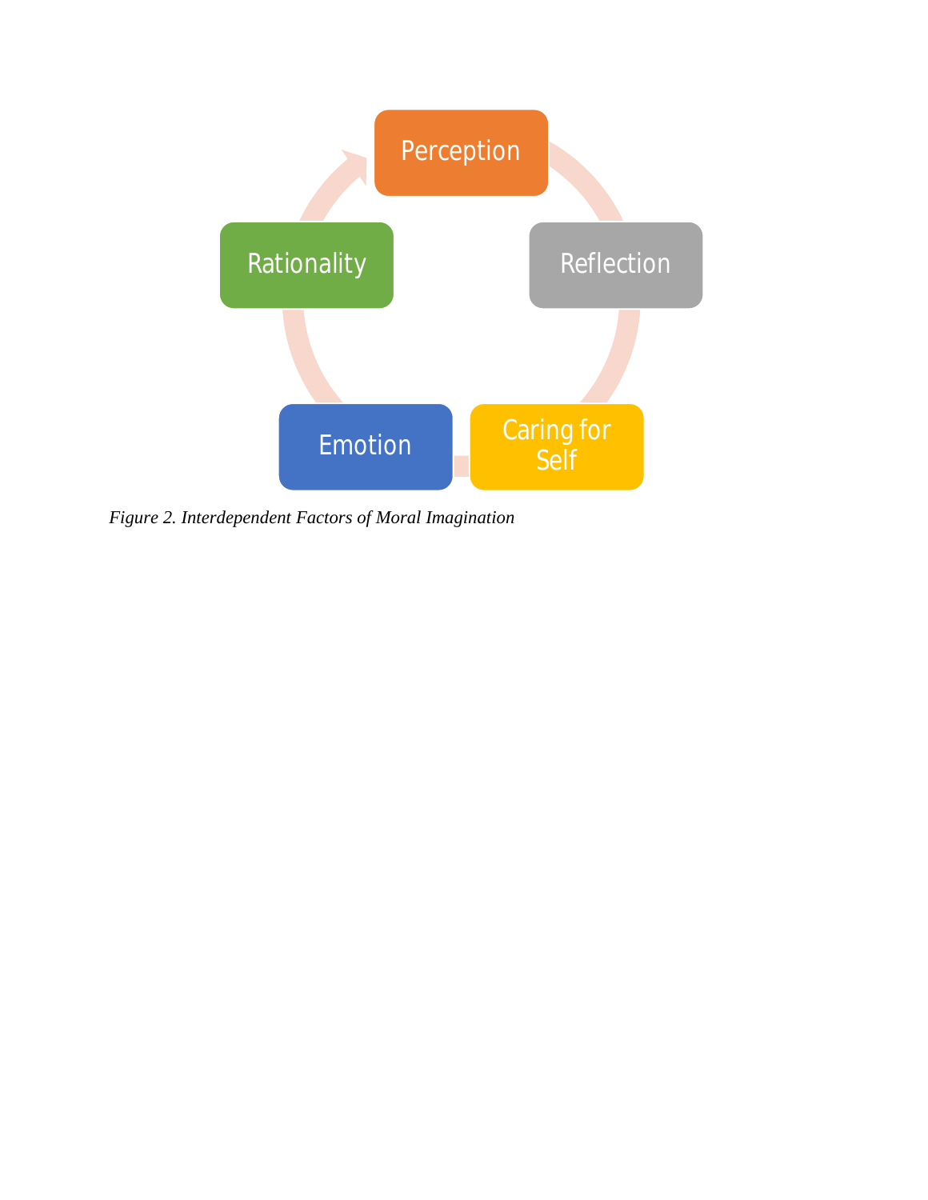Perception

Reflection

Caring for Self

Emotion

Rationality

*Figure 2. Interdependent Factors of Moral Imagination*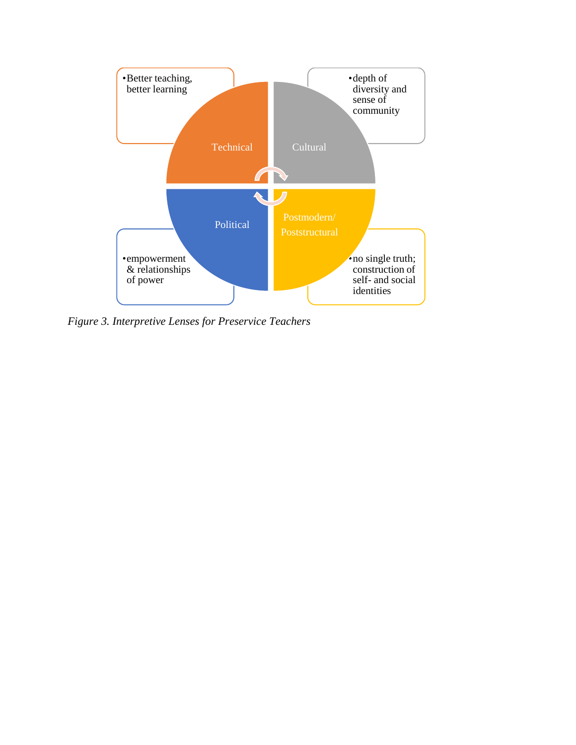- Better teaching, better learning

Technical

- depth of diversity and sense of community

Cultural

Political

- empowerment & relationships of power

Postmodern/ Poststructural

- no single truth; construction of self- and social identities

*Figure 3. Interpretive Lenses for Preservice Teachers*